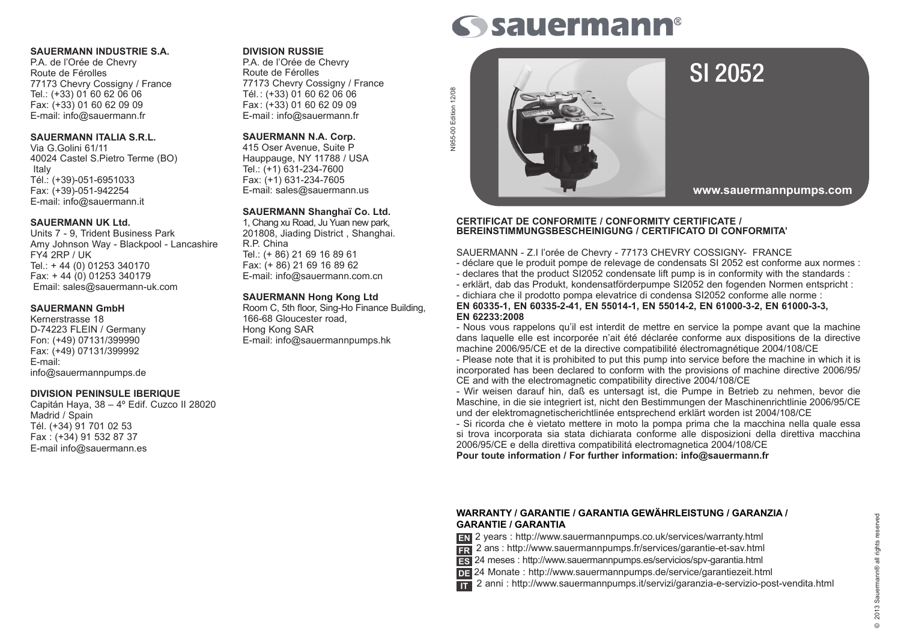**SAUERMANN INDUSTRIE S.A.**
P.A. de l'Orée de Chevry
Route de Férolles
77173 Chevry Cossigny / France
Tel.: (+33) 01 60 62 06 06
Fax: (+33) 01 60 62 09 09
E-mail: info@sauermann.fr

**SAUERMANN ITALIA S.R.L.**
Via G.Golini 61/11
40024 Castel S.Pietro Terme (BO)
Italy
Tél.: (+39)-051-6951033
Fax: (+39)-051-942254
E-mail: info@sauermann.it

**SAUERMANN UK Ltd.**
Units 7 - 9, Trident Business Park
Amy Johnson Way - Blackpool - Lancashire
FY4 2RP / UK
Tel.: + 44 (0) 01253 340170
Fax: + 44 (0) 01253 340179
Email: sales@sauermann-uk.com

**SAUERMANN GmbH**
Kernerstrasse 18
D-74223 FLEIN / Germany
Fon: (+49) 07131/399990
Fax: (+49) 07131/399992
E-mail:
info@sauermannpumps.de

**DIVISION PENINSULE IBERIQUE**
Capitán Haya, 38 – 4º Edif. Cuzco II 28020
Madrid / Spain
Tél. (+34) 91 701 02 53
Fax : (+34) 91 532 87 37
E-mail info@sauermann.es

**DIVISION RUSSIE**
P.A. de l'Orée de Chevry
Route de Férolles
77173 Chevry Cossigny / France
Tél.: (+33) 01 60 62 06 06
Fax: (+33) 01 60 62 09 09
E-mail: info@sauermann.fr

**SAUERMANN N.A. Corp.**
415 Oser Avenue, Suite P
Hauppauge, NY 11788 / USA
Tel.: (+1) 631-234-7600
Fax: (+1) 631-234-7605
E-mail: sales@sauermann.us

**SAUERMANN Shanghaï Co. Ltd.**
1, Chang xu Road, Ju Yuan new park,
201808, Jiading District , Shanghai.
R.P. China
Tel.: (+ 86) 21 69 16 89 61
Fax: (+ 86) 21 69 16 89 62
E-mail: info@sauermann.com.cn

**SAUERMANN Hong Kong Ltd**
Room C, 5th floor, Sing-Ho Finance Building,
166-68 Gloucester road,
Hong Kong SAR
E-mail: info@sauermannpumps.hk

N955-00 Edition 12/08

# sauermann®

# SI 2052

**www.sauermannpumps.com**

**CERTIFICAT DE CONFORMITE / CONFORMITY CERTIFICATE / BEREINSTIMMUNGSBESCHEINIGUNG / CERTIFICATO DI CONFORMITA'**

SAUERMANN - Z.I l'orée de Chevry - 77173 CHEVRY COSSIGNY- FRANCE
- déclare que le produit pompe de relevage de condensats SI 2052 est conforme aux normes :
- declares that the product SI2052 condensate lift pump is in conformity with the standards :
- erklärt, dab das Produkt, kondensatförderpumpe SI2052 den fogenden Normen entspricht :
- dichiara che il prodotto pompa elevatrice di condensa SI2052 conforme alle norme :

**EN 60335-1, EN 60335-2-41, EN 55014-1, EN 55014-2, EN 61000-3-2, EN 61000-3-3, EN 62233:2008**

- Nous vous rappelons qu'il est interdit de mettre en service la pompe avant que la machine dans laquelle elle est incorporée n'ait été déclarée conforme aux dispositions de la directive machine 2006/95/CE et de la directive compatibilité électromagnétique 2004/108/CE
- Please note that it is prohibited to put this pump into service before the machine in which it is incorporated has been declared to conform with the provisions of machine directive 2006/95/CE and with the electromagnetic compatibility directive 2004/108/CE
- Wir weisen darauf hin, daß es untersagt ist, die Pumpe in Betrieb zu nehmen, bevor die Maschine, in die sie integriert ist, nicht den Bestimmungen der Maschinenrichtlinie 2006/95/CE und der elektromagnetischerichtlinée entsprechend erklärt worden ist 2004/108/CE
- Si ricorda che è vietato mettere in moto la pompa prima che la macchina nella quale essa si trova incorporata sia stata dichiarata conforme alle disposizioni della direttiva macchina 2006/95/CE e della direttiva compatibilitá electromagnetica 2004/108/CE

**Pour toute information / For further information: info@sauermann.fr**

**WARRANTY / GARANTIE / GARANTIA GEWÄHRLEISTUNG / GARANZIA / GARANTIE / GARANTIA**

**EN** 2 years : http://www.sauermannpumps.co.uk/services/warranty.html
**FR** 2 ans : http://www.sauermannpumps.fr/services/garantie-et-sav.html
**ES** 24 meses : http://www.sauermannpumps.es/servicios/spv-garantia.html
**DE** 24 Monate : http://www.sauermannpumps.de/service/garantiezeit.html
**IT** 2 anni : http://www.sauermannpumps.it/servizi/garanzia-e-servizio-post-vendita.html

© 2013 Sauermann® all rights reserved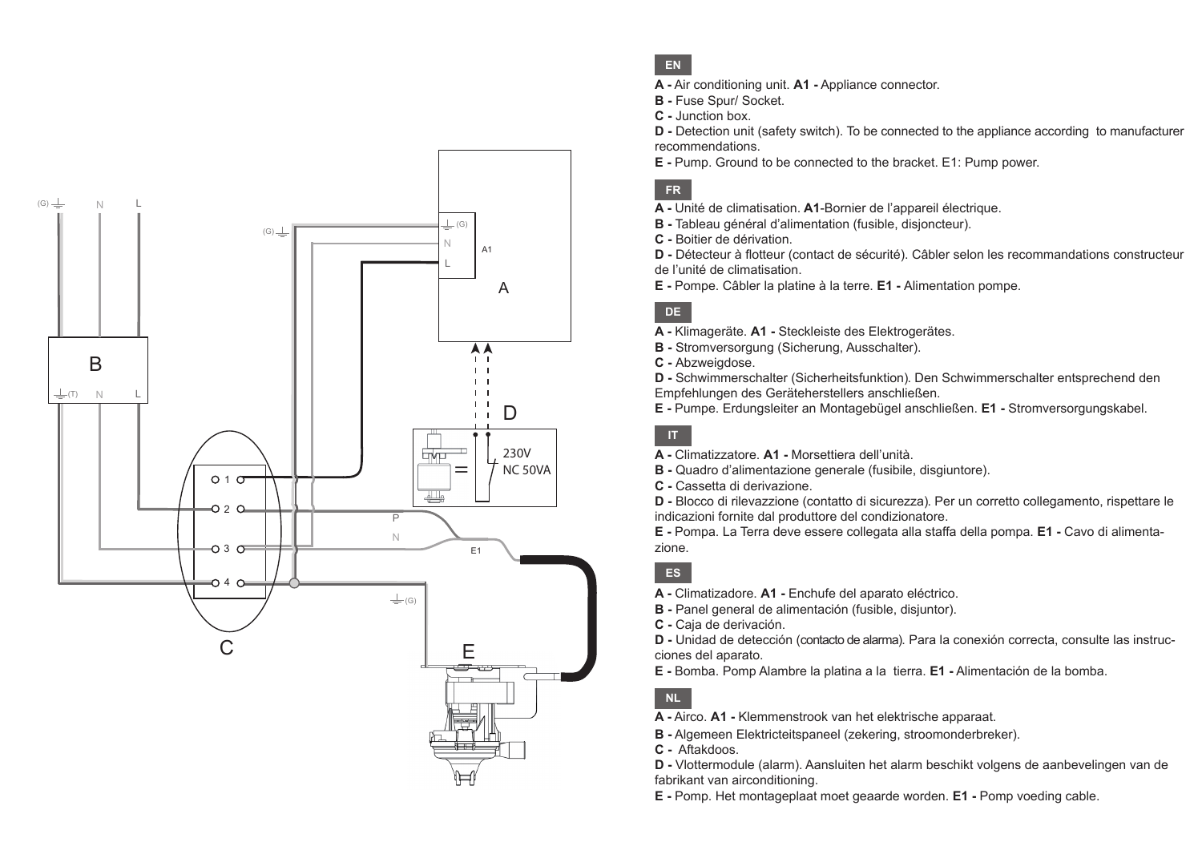(G) N L

B

(T) N L

1
2
3
4

C

(G)

(G)

N

L

A1

A

D

230V
NC 50VA

P
N
E1

(G)

E

**EN**

**A -** Air conditioning unit. **A1 -** Appliance connector.
**B -** Fuse Spur/ Socket.
**C -** Junction box.
**D -** Detection unit (safety switch). To be connected to the appliance according to manufacturer recommendations.
**E -** Pump. Ground to be connected to the bracket. E1: Pump power.

**FR**

**A -** Unité de climatisation. **A1**-Bornier de l'appareil électrique.
**B -** Tableau général d'alimentation (fusible, disjoncteur).
**C -** Boitier de dérivation.
**D -** Détecteur à flotteur (contact de sécurité). Câbler selon les recommandations constructeur de l'unité de climatisation.
**E -** Pompe. Câbler la platine à la terre. **E1 -** Alimentation pompe.

**DE**

**A -** Klimageräte. **A1 -** Steckleiste des Elektrogerätes.
**B -** Stromversorgung (Sicherung, Ausschalter).
**C -** Abzweigdose.
**D -** Schwimmerschalter (Sicherheitsfunktion). Den Schwimmerschalter entsprechend den Empfehlungen des Geräteherstellers anschließen.
**E -** Pumpe. Erdungsleiter an Montagebügel anschließen. **E1 -** Stromversorgungskabel.

**IT**

**A -** Climatizzatore. **A1 -** Morsettiera dell'unità.
**B -** Quadro d'alimentazione generale (fusibile, disgiuntore).
**C -** Cassetta di derivazione.
**D -** Blocco di rilevazzione (contatto di sicurezza). Per un corretto collegamento, rispettare le indicazioni fornite dal produttore del condizionatore.
**E -** Pompa. La Terra deve essere collegata alla staffa della pompa. **E1 -** Cavo di alimentazione.

**ES**

**A -** Climatizadore. **A1 -** Enchufe del aparato eléctrico.
**B -** Panel general de alimentación (fusible, disjuntor).
**C -** Caja de derivación.
**D -** Unidad de detección (contacto de alarma). Para la conexión correcta, consulte las instrucciones del aparato.
**E -** Bomba. Pomp Alambre la platina a la tierra. **E1 -** Alimentación de la bomba.

**NL**

**A -** Airco. **A1 -** Klemmenstrook van het elektrische apparaat.
**B -** Algemeen Elektricteitspaneel (zekering, stroomonderbreker).
**C -** Aftakdoos.
**D -** Vlottermodule (alarm). Aansluiten het alarm beschikt volgens de aanbevelingen van de fabrikant van airconditioning.
**E -** Pomp. Het montageplaat moet geaarde worden. **E1 -** Pomp voeding cable.